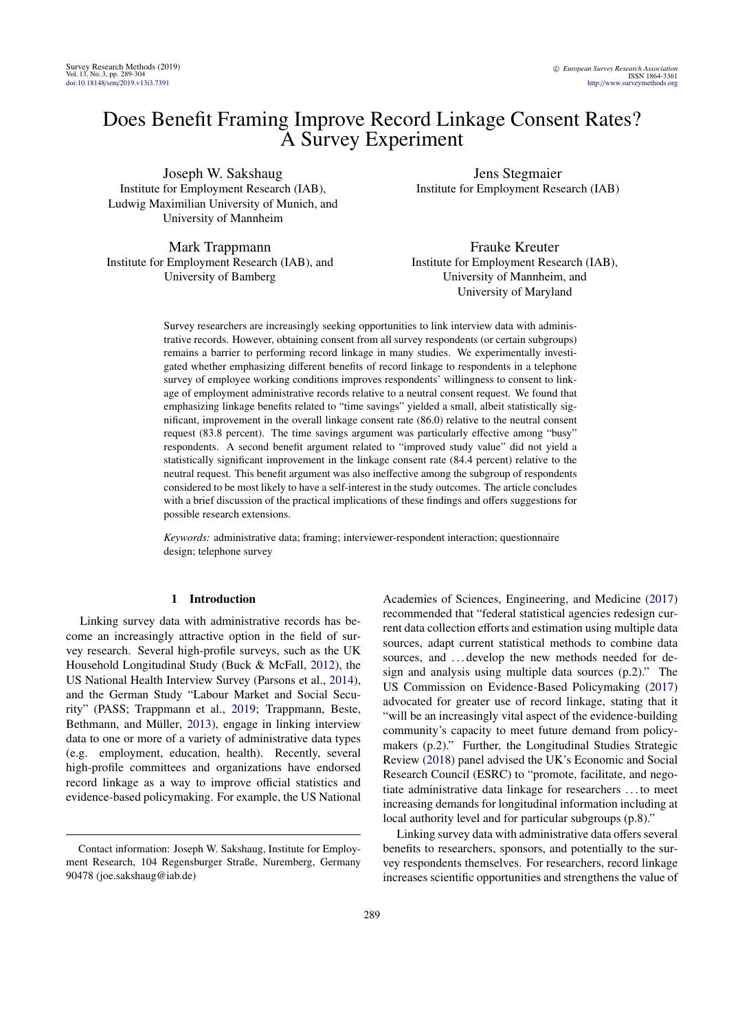# Does Benefit Framing Improve Record Linkage Consent Rates? A Survey Experiment

Joseph W. Sakshaug
Institute for Employment Research (IAB), Ludwig Maximilian University of Munich, and University of Mannheim

Jens Stegmaier
Institute for Employment Research (IAB)

Mark Trappmann
Institute for Employment Research (IAB), and University of Bamberg

Frauke Kreuter
Institute for Employment Research (IAB), University of Mannheim, and University of Maryland

Survey researchers are increasingly seeking opportunities to link interview data with administrative records. However, obtaining consent from all survey respondents (or certain subgroups) remains a barrier to performing record linkage in many studies. We experimentally investigated whether emphasizing different benefits of record linkage to respondents in a telephone survey of employee working conditions improves respondents' willingness to consent to linkage of employment administrative records relative to a neutral consent request. We found that emphasizing linkage benefits related to "time savings" yielded a small, albeit statistically significant, improvement in the overall linkage consent rate (86.0) relative to the neutral consent request (83.8 percent). The time savings argument was particularly effective among "busy" respondents. A second benefit argument related to "improved study value" did not yield a statistically significant improvement in the linkage consent rate (84.4 percent) relative to the neutral request. This benefit argument was also ineffective among the subgroup of respondents considered to be most likely to have a self-interest in the study outcomes. The article concludes with a brief discussion of the practical implications of these findings and offers suggestions for possible research extensions.

*Keywords:* administrative data; framing; interviewer-respondent interaction; questionnaire design; telephone survey

## 1 Introduction

Linking survey data with administrative records has become an increasingly attractive option in the field of survey research. Several high-profile surveys, such as the UK Household Longitudinal Study (Buck & McFall, 2012), the US National Health Interview Survey (Parsons et al., 2014), and the German Study "Labour Market and Social Security" (PASS; Trappmann et al., 2019; Trappmann, Beste, Bethmann, and Müller, 2013), engage in linking interview data to one or more of a variety of administrative data types (e.g. employment, education, health). Recently, several high-profile committees and organizations have endorsed record linkage as a way to improve official statistics and evidence-based policymaking. For example, the US National Academies of Sciences, Engineering, and Medicine (2017) recommended that "federal statistical agencies redesign current data collection efforts and estimation using multiple data sources, adapt current statistical methods to combine data sources, and ... develop the new methods needed for design and analysis using multiple data sources (p.2)." The US Commission on Evidence-Based Policymaking (2017) advocated for greater use of record linkage, stating that it "will be an increasingly vital aspect of the evidence-building community's capacity to meet future demand from policymakers (p.2)." Further, the Longitudinal Studies Strategic Review (2018) panel advised the UK's Economic and Social Research Council (ESRC) to "promote, facilitate, and negotiate administrative data linkage for researchers ... to meet increasing demands for longitudinal information including at local authority level and for particular subgroups (p.8)."

Linking survey data with administrative data offers several benefits to researchers, sponsors, and potentially to the survey respondents themselves. For researchers, record linkage increases scientific opportunities and strengthens the value of

Contact information: Joseph W. Sakshaug, Institute for Employment Research, 104 Regensburger Straße, Nuremberg, Germany 90478 (joe.sakshaug@iab.de)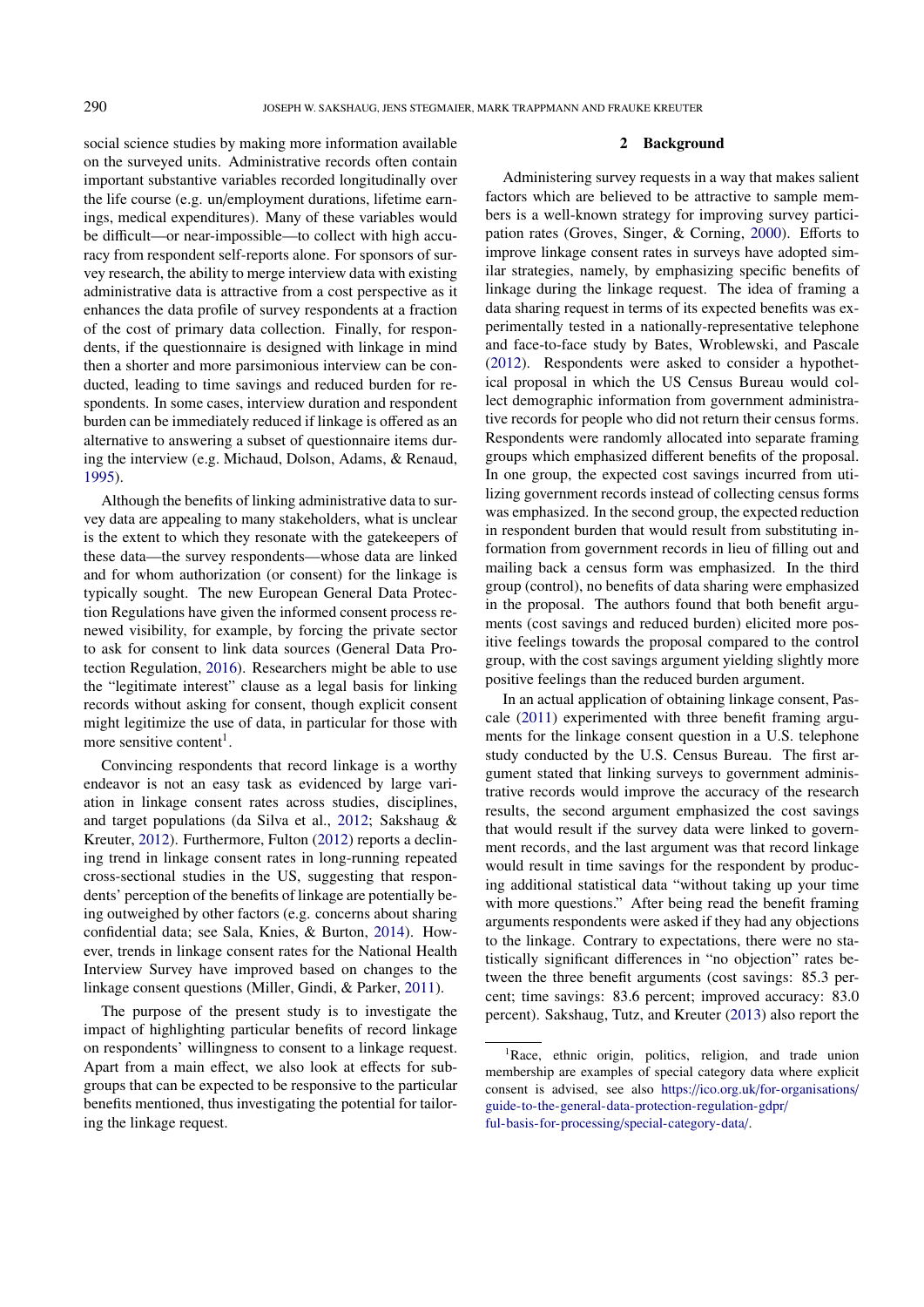social science studies by making more information available on the surveyed units. Administrative records often contain important substantive variables recorded longitudinally over the life course (e.g. un/employment durations, lifetime earnings, medical expenditures). Many of these variables would be difficult—or near-impossible—to collect with high accuracy from respondent self-reports alone. For sponsors of survey research, the ability to merge interview data with existing administrative data is attractive from a cost perspective as it enhances the data profile of survey respondents at a fraction of the cost of primary data collection. Finally, for respondents, if the questionnaire is designed with linkage in mind then a shorter and more parsimonious interview can be conducted, leading to time savings and reduced burden for respondents. In some cases, interview duration and respondent burden can be immediately reduced if linkage is offered as an alternative to answering a subset of questionnaire items during the interview (e.g. Michaud, Dolson, Adams, & Renaud, 1995).

Although the benefits of linking administrative data to survey data are appealing to many stakeholders, what is unclear is the extent to which they resonate with the gatekeepers of these data—the survey respondents—whose data are linked and for whom authorization (or consent) for the linkage is typically sought. The new European General Data Protection Regulations have given the informed consent process renewed visibility, for example, by forcing the private sector to ask for consent to link data sources (General Data Protection Regulation, 2016). Researchers might be able to use the "legitimate interest" clause as a legal basis for linking records without asking for consent, though explicit consent might legitimize the use of data, in particular for those with more sensitive content[1].

Convincing respondents that record linkage is a worthy endeavor is not an easy task as evidenced by large variation in linkage consent rates across studies, disciplines, and target populations (da Silva et al., 2012; Sakshaug & Kreuter, 2012). Furthermore, Fulton (2012) reports a declining trend in linkage consent rates in long-running repeated cross-sectional studies in the US, suggesting that respondents' perception of the benefits of linkage are potentially being outweighed by other factors (e.g. concerns about sharing confidential data; see Sala, Knies, & Burton, 2014). However, trends in linkage consent rates for the National Health Interview Survey have improved based on changes to the linkage consent questions (Miller, Gindi, & Parker, 2011).

The purpose of the present study is to investigate the impact of highlighting particular benefits of record linkage on respondents' willingness to consent to a linkage request. Apart from a main effect, we also look at effects for subgroups that can be expected to be responsive to the particular benefits mentioned, thus investigating the potential for tailoring the linkage request.

## 2 Background

Administering survey requests in a way that makes salient factors which are believed to be attractive to sample members is a well-known strategy for improving survey participation rates (Groves, Singer, & Corning, 2000). Efforts to improve linkage consent rates in surveys have adopted similar strategies, namely, by emphasizing specific benefits of linkage during the linkage request. The idea of framing a data sharing request in terms of its expected benefits was experimentally tested in a nationally-representative telephone and face-to-face study by Bates, Wroblewski, and Pascale (2012). Respondents were asked to consider a hypothetical proposal in which the US Census Bureau would collect demographic information from government administrative records for people who did not return their census forms. Respondents were randomly allocated into separate framing groups which emphasized different benefits of the proposal. In one group, the expected cost savings incurred from utilizing government records instead of collecting census forms was emphasized. In the second group, the expected reduction in respondent burden that would result from substituting information from government records in lieu of filling out and mailing back a census form was emphasized. In the third group (control), no benefits of data sharing were emphasized in the proposal. The authors found that both benefit arguments (cost savings and reduced burden) elicited more positive feelings towards the proposal compared to the control group, with the cost savings argument yielding slightly more positive feelings than the reduced burden argument.

In an actual application of obtaining linkage consent, Pascale (2011) experimented with three benefit framing arguments for the linkage consent question in a U.S. telephone study conducted by the U.S. Census Bureau. The first argument stated that linking surveys to government administrative records would improve the accuracy of the research results, the second argument emphasized the cost savings that would result if the survey data were linked to government records, and the last argument was that record linkage would result in time savings for the respondent by producing additional statistical data "without taking up your time with more questions." After being read the benefit framing arguments respondents were asked if they had any objections to the linkage. Contrary to expectations, there were no statistically significant differences in "no objection" rates between the three benefit arguments (cost savings: 85.3 percent; time savings: 83.6 percent; improved accuracy: 83.0 percent). Sakshaug, Tutz, and Kreuter (2013) also report the

[1] Race, ethnic origin, politics, religion, and trade union membership are examples of special category data where explicit consent is advised, see also https://ico.org.uk/for-organisations/guide-to-the-general-data-protection-regulation-gdpr/ful-basis-for-processing/special-category-data/.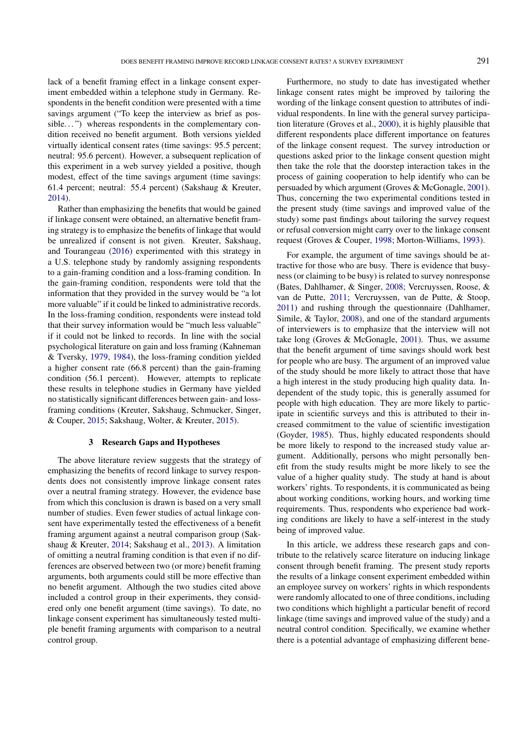lack of a benefit framing effect in a linkage consent experiment embedded within a telephone study in Germany. Respondents in the benefit condition were presented with a time savings argument ("To keep the interview as brief as possible. . . ") whereas respondents in the complementary condition received no benefit argument. Both versions yielded virtually identical consent rates (time savings: 95.5 percent; neutral: 95.6 percent). However, a subsequent replication of this experiment in a web survey yielded a positive, though modest, effect of the time savings argument (time savings: 61.4 percent; neutral: 55.4 percent) (Sakshaug & Kreuter, 2014).

Rather than emphasizing the benefits that would be gained if linkage consent were obtained, an alternative benefit framing strategy is to emphasize the benefits of linkage that would be unrealized if consent is not given. Kreuter, Sakshaug, and Tourangeau (2016) experimented with this strategy in a U.S. telephone study by randomly assigning respondents to a gain-framing condition and a loss-framing condition. In the gain-framing condition, respondents were told that the information that they provided in the survey would be "a lot more valuable" if it could be linked to administrative records. In the loss-framing condition, respondents were instead told that their survey information would be "much less valuable" if it could not be linked to records. In line with the social psychological literature on gain and loss framing (Kahneman & Tversky, 1979, 1984), the loss-framing condition yielded a higher consent rate (66.8 percent) than the gain-framing condition (56.1 percent). However, attempts to replicate these results in telephone studies in Germany have yielded no statistically significant differences between gain- and loss-framing conditions (Kreuter, Sakshaug, Schmucker, Singer, & Couper, 2015; Sakshaug, Wolter, & Kreuter, 2015).

## 3 Research Gaps and Hypotheses

The above literature review suggests that the strategy of emphasizing the benefits of record linkage to survey respondents does not consistently improve linkage consent rates over a neutral framing strategy. However, the evidence base from which this conclusion is drawn is based on a very small number of studies. Even fewer studies of actual linkage consent have experimentally tested the effectiveness of a benefit framing argument against a neutral comparison group (Sakshaug & Kreuter, 2014; Sakshaug et al., 2013). A limitation of omitting a neutral framing condition is that even if no differences are observed between two (or more) benefit framing arguments, both arguments could still be more effective than no benefit argument. Although the two studies cited above included a control group in their experiments, they considered only one benefit argument (time savings). To date, no linkage consent experiment has simultaneously tested multiple benefit framing arguments with comparison to a neutral control group.

Furthermore, no study to date has investigated whether linkage consent rates might be improved by tailoring the wording of the linkage consent question to attributes of individual respondents. In line with the general survey participation literature (Groves et al., 2000), it is highly plausible that different respondents place different importance on features of the linkage consent request. The survey introduction or questions asked prior to the linkage consent question might then take the role that the doorstep interaction takes in the process of gaining cooperation to help identify who can be persuaded by which argument (Groves & McGonagle, 2001). Thus, concerning the two experimental conditions tested in the present study (time savings and improved value of the study) some past findings about tailoring the survey request or refusal conversion might carry over to the linkage consent request (Groves & Couper, 1998; Morton-Williams, 1993).

For example, the argument of time savings should be attractive for those who are busy. There is evidence that busyness (or claiming to be busy) is related to survey nonresponse (Bates, Dahlhamer, & Singer, 2008; Vercruyssen, Roose, & van de Putte, 2011; Vercruyssen, van de Putte, & Stoop, 2011) and rushing through the questionnaire (Dahlhamer, Simile, & Taylor, 2008), and one of the standard arguments of interviewers is to emphasize that the interview will not take long (Groves & McGonagle, 2001). Thus, we assume that the benefit argument of time savings should work best for people who are busy. The argument of an improved value of the study should be more likely to attract those that have a high interest in the study producing high quality data. Independent of the study topic, this is generally assumed for people with high education. They are more likely to participate in scientific surveys and this is attributed to their increased commitment to the value of scientific investigation (Goyder, 1985). Thus, highly educated respondents should be more likely to respond to the increased study value argument. Additionally, persons who might personally benefit from the study results might be more likely to see the value of a higher quality study. The study at hand is about workers' rights. To respondents, it is communicated as being about working conditions, working hours, and working time requirements. Thus, respondents who experience bad working conditions are likely to have a self-interest in the study being of improved value.

In this article, we address these research gaps and contribute to the relatively scarce literature on inducing linkage consent through benefit framing. The present study reports the results of a linkage consent experiment embedded within an employee survey on workers' rights in which respondents were randomly allocated to one of three conditions, including two conditions which highlight a particular benefit of record linkage (time savings and improved value of the study) and a neutral control condition. Specifically, we examine whether there is a potential advantage of emphasizing different bene-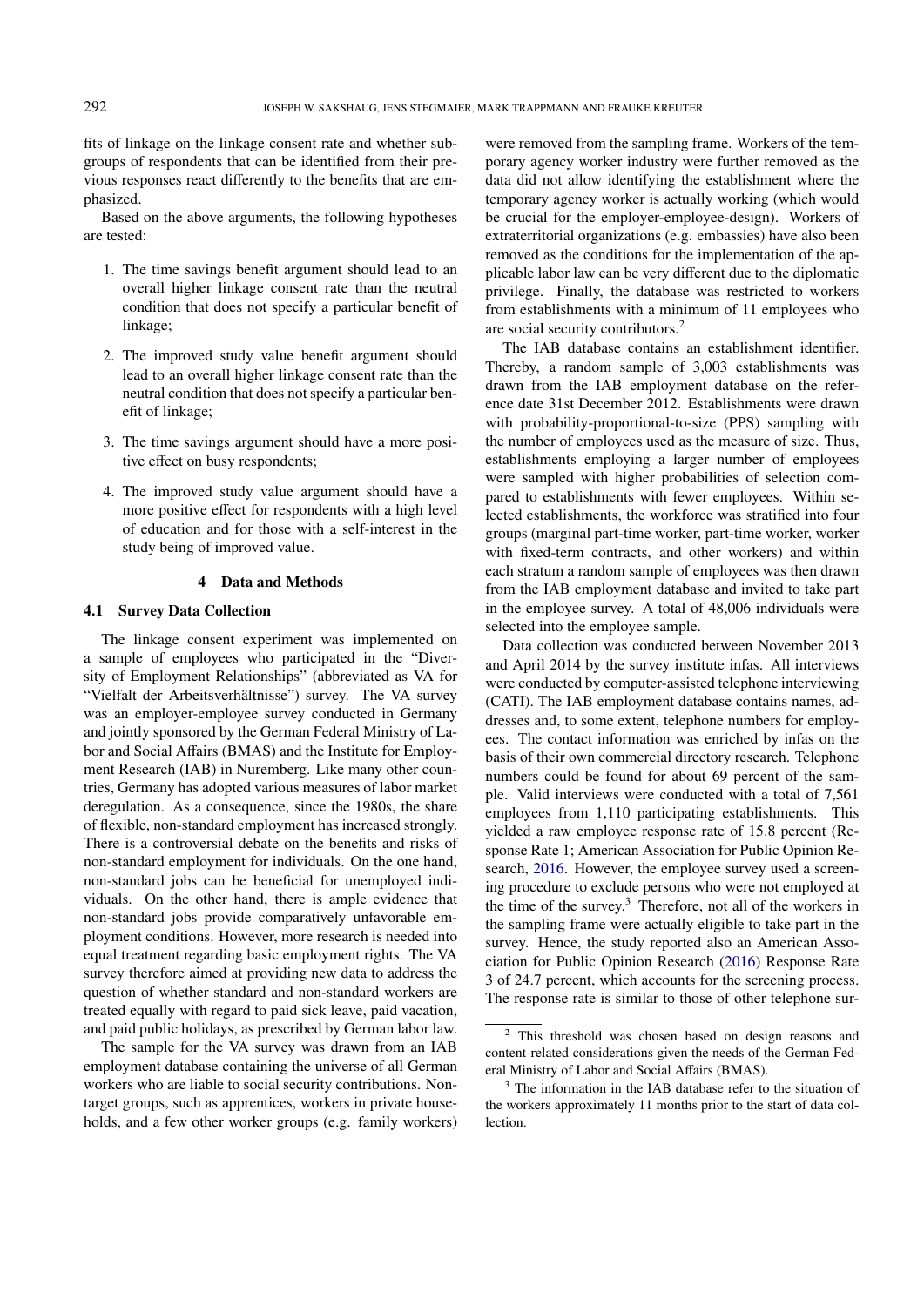fits of linkage on the linkage consent rate and whether subgroups of respondents that can be identified from their previous responses react differently to the benefits that are emphasized.

Based on the above arguments, the following hypotheses are tested:

1. The time savings benefit argument should lead to an overall higher linkage consent rate than the neutral condition that does not specify a particular benefit of linkage;
2. The improved study value benefit argument should lead to an overall higher linkage consent rate than the neutral condition that does not specify a particular benefit of linkage;
3. The time savings argument should have a more positive effect on busy respondents;
4. The improved study value argument should have a more positive effect for respondents with a high level of education and for those with a self-interest in the study being of improved value.

## 4 Data and Methods

### 4.1 Survey Data Collection

The linkage consent experiment was implemented on a sample of employees who participated in the "Diversity of Employment Relationships" (abbreviated as VA for "Vielfalt der Arbeitsverhältnisse") survey. The VA survey was an employer-employee survey conducted in Germany and jointly sponsored by the German Federal Ministry of Labor and Social Affairs (BMAS) and the Institute for Employment Research (IAB) in Nuremberg. Like many other countries, Germany has adopted various measures of labor market deregulation. As a consequence, since the 1980s, the share of flexible, non-standard employment has increased strongly. There is a controversial debate on the benefits and risks of non-standard employment for individuals. On the one hand, non-standard jobs can be beneficial for unemployed individuals. On the other hand, there is ample evidence that non-standard jobs provide comparatively unfavorable employment conditions. However, more research is needed into equal treatment regarding basic employment rights. The VA survey therefore aimed at providing new data to address the question of whether standard and non-standard workers are treated equally with regard to paid sick leave, paid vacation, and paid public holidays, as prescribed by German labor law.

The sample for the VA survey was drawn from an IAB employment database containing the universe of all German workers who are liable to social security contributions. Non-target groups, such as apprentices, workers in private households, and a few other worker groups (e.g. family workers) were removed from the sampling frame. Workers of the temporary agency worker industry were further removed as the data did not allow identifying the establishment where the temporary agency worker is actually working (which would be crucial for the employer-employee-design). Workers of extraterritorial organizations (e.g. embassies) have also been removed as the conditions for the implementation of the applicable labor law can be very different due to the diplomatic privilege. Finally, the database was restricted to workers from establishments with a minimum of 11 employees who are social security contributors.[2]

The IAB database contains an establishment identifier. Thereby, a random sample of 3,003 establishments was drawn from the IAB employment database on the reference date 31st December 2012. Establishments were drawn with probability-proportional-to-size (PPS) sampling with the number of employees used as the measure of size. Thus, establishments employing a larger number of employees were sampled with higher probabilities of selection compared to establishments with fewer employees. Within selected establishments, the workforce was stratified into four groups (marginal part-time worker, part-time worker, worker with fixed-term contracts, and other workers) and within each stratum a random sample of employees was then drawn from the IAB employment database and invited to take part in the employee survey. A total of 48,006 individuals were selected into the employee sample.

Data collection was conducted between November 2013 and April 2014 by the survey institute infas. All interviews were conducted by computer-assisted telephone interviewing (CATI). The IAB employment database contains names, addresses and, to some extent, telephone numbers for employees. The contact information was enriched by infas on the basis of their own commercial directory research. Telephone numbers could be found for about 69 percent of the sample. Valid interviews were conducted with a total of 7,561 employees from 1,110 participating establishments. This yielded a raw employee response rate of 15.8 percent (Response Rate 1; American Association for Public Opinion Research, 2016. However, the employee survey used a screening procedure to exclude persons who were not employed at the time of the survey.[3] Therefore, not all of the workers in the sampling frame were actually eligible to take part in the survey. Hence, the study reported also an American Association for Public Opinion Research (2016) Response Rate 3 of 24.7 percent, which accounts for the screening process. The response rate is similar to those of other telephone sur-

[2] This threshold was chosen based on design reasons and content-related considerations given the needs of the German Federal Ministry of Labor and Social Affairs (BMAS).

[3] The information in the IAB database refer to the situation of the workers approximately 11 months prior to the start of data collection.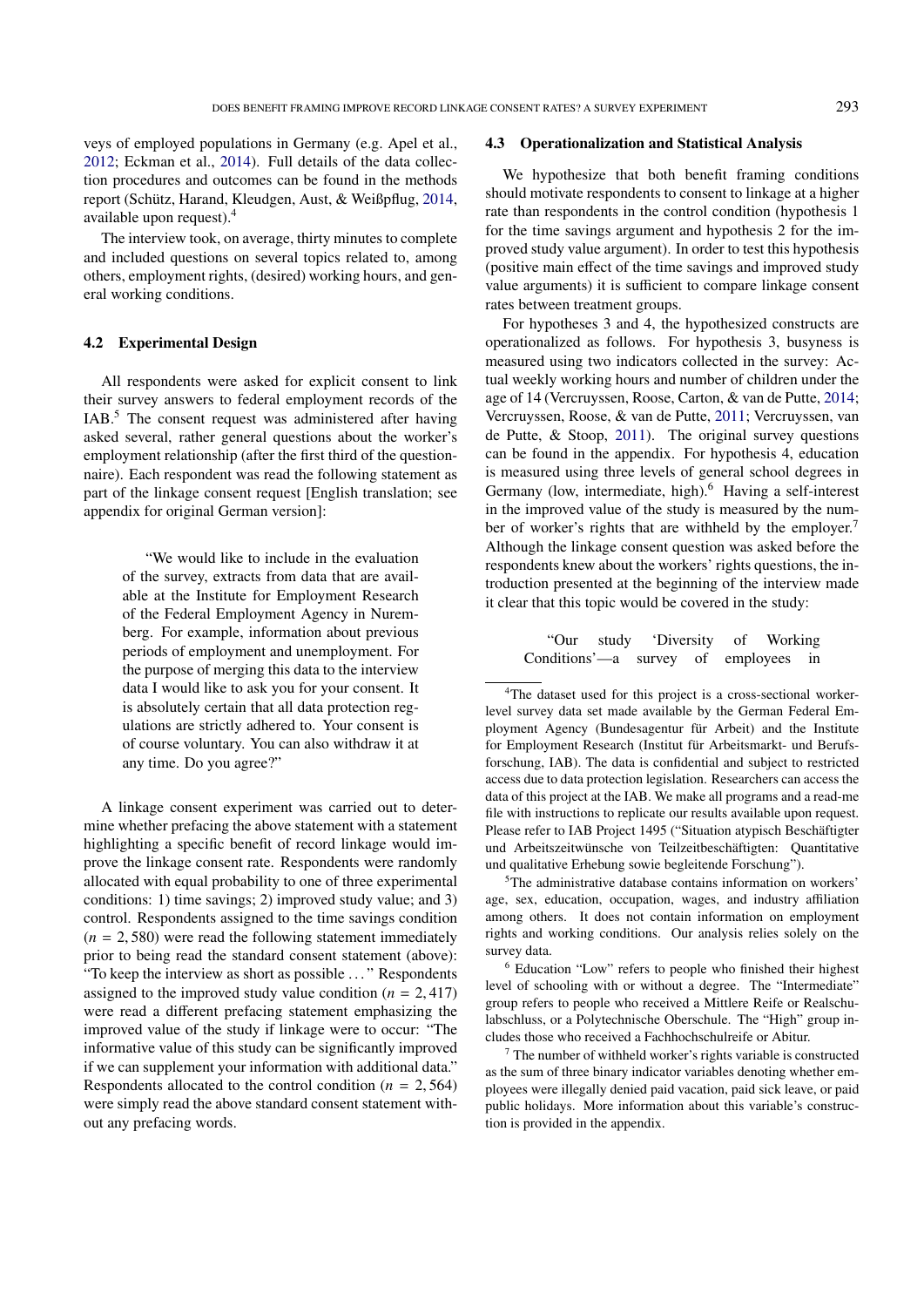veys of employed populations in Germany (e.g. Apel et al., 2012; Eckman et al., 2014). Full details of the data collection procedures and outcomes can be found in the methods report (Schütz, Harand, Kleudgen, Aust, & Weißpflug, 2014, available upon request).[4]

The interview took, on average, thirty minutes to complete and included questions on several topics related to, among others, employment rights, (desired) working hours, and general working conditions.

### 4.2 Experimental Design

All respondents were asked for explicit consent to link their survey answers to federal employment records of the IAB.[5] The consent request was administered after having asked several, rather general questions about the worker's employment relationship (after the first third of the questionnaire). Each respondent was read the following statement as part of the linkage consent request [English translation; see appendix for original German version]:

> "We would like to include in the evaluation of the survey, extracts from data that are available at the Institute for Employment Research of the Federal Employment Agency in Nuremberg. For example, information about previous periods of employment and unemployment. For the purpose of merging this data to the interview data I would like to ask you for your consent. It is absolutely certain that all data protection regulations are strictly adhered to. Your consent is of course voluntary. You can also withdraw it at any time. Do you agree?"

A linkage consent experiment was carried out to determine whether prefacing the above statement with a statement highlighting a specific benefit of record linkage would improve the linkage consent rate. Respondents were randomly allocated with equal probability to one of three experimental conditions: 1) time savings; 2) improved study value; and 3) control. Respondents assigned to the time savings condition ($n = 2,580$) were read the following statement immediately prior to being read the standard consent statement (above): "To keep the interview as short as possible ..." Respondents assigned to the improved study value condition ($n = 2,417$) were read a different prefacing statement emphasizing the improved value of the study if linkage were to occur: "The informative value of this study can be significantly improved if we can supplement your information with additional data." Respondents allocated to the control condition ($n = 2,564$) were simply read the above standard consent statement without any prefacing words.

### 4.3 Operationalization and Statistical Analysis

We hypothesize that both benefit framing conditions should motivate respondents to consent to linkage at a higher rate than respondents in the control condition (hypothesis 1 for the time savings argument and hypothesis 2 for the improved study value argument). In order to test this hypothesis (positive main effect of the time savings and improved study value arguments) it is sufficient to compare linkage consent rates between treatment groups.

For hypotheses 3 and 4, the hypothesized constructs are operationalized as follows. For hypothesis 3, busyness is measured using two indicators collected in the survey: Actual weekly working hours and number of children under the age of 14 (Vercruyssen, Roose, Carton, & van de Putte, 2014; Vercruyssen, Roose, & van de Putte, 2011; Vercruyssen, van de Putte, & Stoop, 2011). The original survey questions can be found in the appendix. For hypothesis 4, education is measured using three levels of general school degrees in Germany (low, intermediate, high).[6] Having a self-interest in the improved value of the study is measured by the number of worker's rights that are withheld by the employer.[7] Although the linkage consent question was asked before the respondents knew about the workers' rights questions, the introduction presented at the beginning of the interview made it clear that this topic would be covered in the study:

> "Our study 'Diversity of Working Conditions'—a survey of employees in

---

[4] The dataset used for this project is a cross-sectional worker-level survey data set made available by the German Federal Employment Agency (Bundesagentur für Arbeit) and the Institute for Employment Research (Institut für Arbeitsmarkt- und Berufsforschung, IAB). The data is confidential and subject to restricted access due to data protection legislation. Researchers can access the data of this project at the IAB. We make all programs and a read-me file with instructions to replicate our results available upon request. Please refer to IAB Project 1495 ("Situation atypisch Beschäftigter und Arbeitszeitwünsche von Teilzeitbeschäftigten: Quantitative und qualitative Erhebung sowie begleitende Forschung").

[5] The administrative database contains information on workers' age, sex, education, occupation, wages, and industry affiliation among others. It does not contain information on employment rights and working conditions. Our analysis relies solely on the survey data.

[6] Education "Low" refers to people who finished their highest level of schooling with or without a degree. The "Intermediate" group refers to people who received a Mittlere Reife or Realschulabschluss, or a Polytechnische Oberschule. The "High" group includes those who received a Fachhochschulreife or Abitur.

[7] The number of withheld worker's rights variable is constructed as the sum of three binary indicator variables denoting whether employees were illegally denied paid vacation, paid sick leave, or paid public holidays. More information about this variable's construction is provided in the appendix.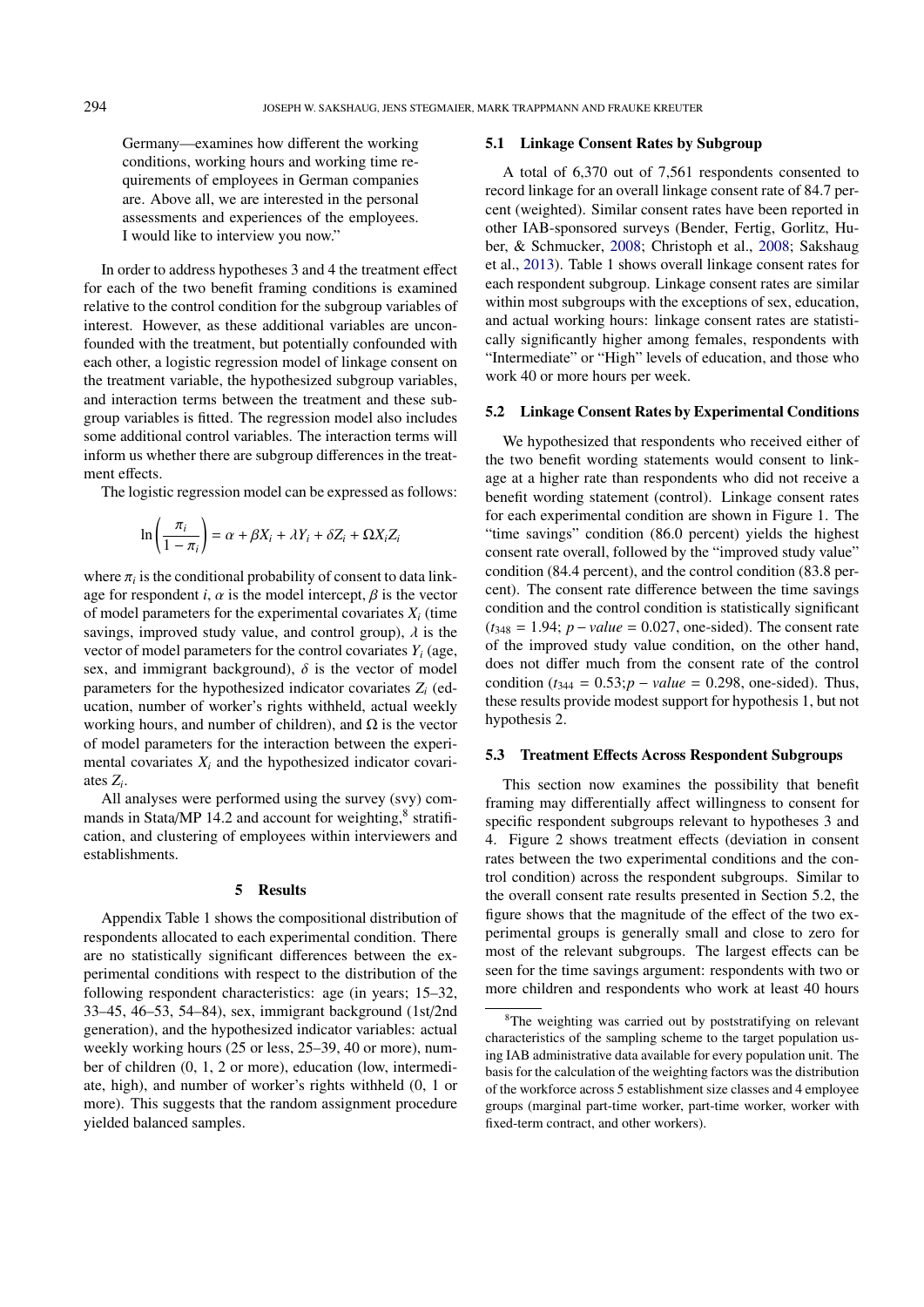Germany—examines how different the working conditions, working hours and working time requirements of employees in German companies are. Above all, we are interested in the personal assessments and experiences of the employees. I would like to interview you now."

In order to address hypotheses 3 and 4 the treatment effect for each of the two benefit framing conditions is examined relative to the control condition for the subgroup variables of interest. However, as these additional variables are unconfounded with the treatment, but potentially confounded with each other, a logistic regression model of linkage consent on the treatment variable, the hypothesized subgroup variables, and interaction terms between the treatment and these subgroup variables is fitted. The regression model also includes some additional control variables. The interaction terms will inform us whether there are subgroup differences in the treatment effects.

The logistic regression model can be expressed as follows:

$$\ln\left(\frac{\pi_i}{1-\pi_i}\right) = \alpha + \beta X_i + \lambda Y_i + \delta Z_i + \Omega X_i Z_i$$

where $\pi_i$ is the conditional probability of consent to data linkage for respondent $i$, $\alpha$ is the model intercept, $\beta$ is the vector of model parameters for the experimental covariates $X_i$ (time savings, improved study value, and control group), $\lambda$ is the vector of model parameters for the control covariates $Y_i$ (age, sex, and immigrant background), $\delta$ is the vector of model parameters for the hypothesized indicator covariates $Z_i$ (education, number of worker's rights withheld, actual weekly working hours, and number of children), and $\Omega$ is the vector of model parameters for the interaction between the experimental covariates $X_i$ and the hypothesized indicator covariates $Z_i$.

All analyses were performed using the survey (svy) commands in Stata/MP 14.2 and account for weighting,[8] stratification, and clustering of employees within interviewers and establishments.

## 5 Results

Appendix Table 1 shows the compositional distribution of respondents allocated to each experimental condition. There are no statistically significant differences between the experimental conditions with respect to the distribution of the following respondent characteristics: age (in years; 15–32, 33–45, 46–53, 54–84), sex, immigrant background (1st/2nd generation), and the hypothesized indicator variables: actual weekly working hours (25 or less, 25–39, 40 or more), number of children (0, 1, 2 or more), education (low, intermediate, high), and number of worker's rights withheld (0, 1 or more). This suggests that the random assignment procedure yielded balanced samples.

### 5.1 Linkage Consent Rates by Subgroup

A total of 6,370 out of 7,561 respondents consented to record linkage for an overall linkage consent rate of 84.7 percent (weighted). Similar consent rates have been reported in other IAB-sponsored surveys (Bender, Fertig, Gorlitz, Huber, & Schmucker, 2008; Christoph et al., 2008; Sakshaug et al., 2013). Table 1 shows overall linkage consent rates for each respondent subgroup. Linkage consent rates are similar within most subgroups with the exceptions of sex, education, and actual working hours: linkage consent rates are statistically significantly higher among females, respondents with "Intermediate" or "High" levels of education, and those who work 40 or more hours per week.

### 5.2 Linkage Consent Rates by Experimental Conditions

We hypothesized that respondents who received either of the two benefit wording statements would consent to linkage at a higher rate than respondents who did not receive a benefit wording statement (control). Linkage consent rates for each experimental condition are shown in Figure 1. The "time savings" condition (86.0 percent) yields the highest consent rate overall, followed by the "improved study value" condition (84.4 percent), and the control condition (83.8 percent). The consent rate difference between the time savings condition and the control condition is statistically significant ($t_{348} = 1.94$; $p - value = 0.027$, one-sided). The consent rate of the improved study value condition, on the other hand, does not differ much from the consent rate of the control condition ($t_{344} = 0.53$; $p - value = 0.298$, one-sided). Thus, these results provide modest support for hypothesis 1, but not hypothesis 2.

### 5.3 Treatment Effects Across Respondent Subgroups

This section now examines the possibility that benefit framing may differentially affect willingness to consent for specific respondent subgroups relevant to hypotheses 3 and 4. Figure 2 shows treatment effects (deviation in consent rates between the two experimental conditions and the control condition) across the respondent subgroups. Similar to the overall consent rate results presented in Section 5.2, the figure shows that the magnitude of the effect of the two experimental groups is generally small and close to zero for most of the relevant subgroups. The largest effects can be seen for the time savings argument: respondents with two or more children and respondents who work at least 40 hours

[8] The weighting was carried out by poststratifying on relevant characteristics of the sampling scheme to the target population using IAB administrative data available for every population unit. The basis for the calculation of the weighting factors was the distribution of the workforce across 5 establishment size classes and 4 employee groups (marginal part-time worker, part-time worker, worker with fixed-term contract, and other workers).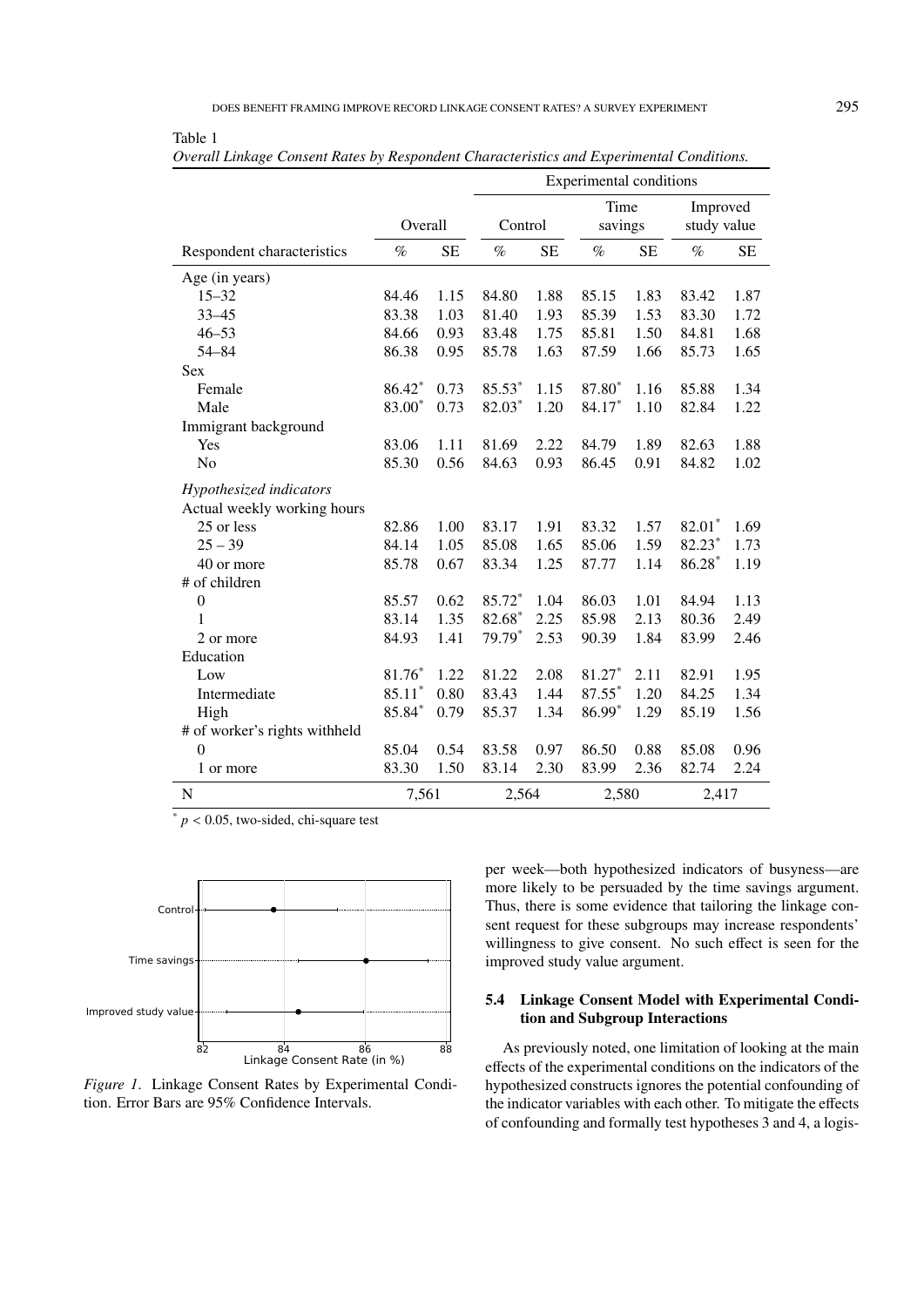Table 1

*Overall Linkage Consent Rates by Respondent Characteristics and Experimental Conditions.*

| | | | Experimental conditions | | | | | |
|---|---|---|---|---|---|---|---|---|
| | Overall | | Control | | Time savings | | Improved study value | |
| Respondent characteristics | % | SE | % | SE | % | SE | % | SE |
| Age (in years) | | | | | | | | |
| 15–32 | 84.46 | 1.15 | 84.80 | 1.88 | 85.15 | 1.83 | 83.42 | 1.87 |
| 33–45 | 83.38 | 1.03 | 81.40 | 1.93 | 85.39 | 1.53 | 83.30 | 1.72 |
| 46–53 | 84.66 | 0.93 | 83.48 | 1.75 | 85.81 | 1.50 | 84.81 | 1.68 |
| 54–84 | 86.38 | 0.95 | 85.78 | 1.63 | 87.59 | 1.66 | 85.73 | 1.65 |
| Sex | | | | | | | | |
| Female | 86.42* | 0.73 | 85.53* | 1.15 | 87.80* | 1.16 | 85.88 | 1.34 |
| Male | 83.00* | 0.73 | 82.03* | 1.20 | 84.17* | 1.10 | 82.84 | 1.22 |
| Immigrant background | | | | | | | | |
| Yes | 83.06 | 1.11 | 81.69 | 2.22 | 84.79 | 1.89 | 82.63 | 1.88 |
| No | 85.30 | 0.56 | 84.63 | 0.93 | 86.45 | 0.91 | 84.82 | 1.02 |
| *Hypothesized indicators* | | | | | | | | |
| Actual weekly working hours | | | | | | | | |
| 25 or less | 82.86 | 1.00 | 83.17 | 1.91 | 83.32 | 1.57 | 82.01* | 1.69 |
| 25 – 39 | 84.14 | 1.05 | 85.08 | 1.65 | 85.06 | 1.59 | 82.23* | 1.73 |
| 40 or more | 85.78 | 0.67 | 83.34 | 1.25 | 87.77 | 1.14 | 86.28* | 1.19 |
| # of children | | | | | | | | |
| 0 | 85.57 | 0.62 | 85.72* | 1.04 | 86.03 | 1.01 | 84.94 | 1.13 |
| 1 | 83.14 | 1.35 | 82.68* | 2.25 | 85.98 | 2.13 | 80.36 | 2.49 |
| 2 or more | 84.93 | 1.41 | 79.79* | 2.53 | 90.39 | 1.84 | 83.99 | 2.46 |
| Education | | | | | | | | |
| Low | 81.76* | 1.22 | 81.22 | 2.08 | 81.27* | 2.11 | 82.91 | 1.95 |
| Intermediate | 85.11* | 0.80 | 83.43 | 1.44 | 87.55* | 1.20 | 84.25 | 1.34 |
| High | 85.84* | 0.79 | 85.37 | 1.34 | 86.99* | 1.29 | 85.19 | 1.56 |
| # of worker's rights withheld | | | | | | | | |
| 0 | 85.04 | 0.54 | 83.58 | 0.97 | 86.50 | 0.88 | 85.08 | 0.96 |
| 1 or more | 83.30 | 1.50 | 83.14 | 2.30 | 83.99 | 2.36 | 82.74 | 2.24 |
| N | 7,561 | | 2,564 | | 2,580 | | 2,417 | |

* $p < 0.05$, two-sided, chi-square test

*Figure 1*. Linkage Consent Rates by Experimental Condition. Error Bars are 95% Confidence Intervals.

per week—both hypothesized indicators of busyness—are more likely to be persuaded by the time savings argument. Thus, there is some evidence that tailoring the linkage consent request for these subgroups may increase respondents' willingness to give consent. No such effect is seen for the improved study value argument.

### 5.4 Linkage Consent Model with Experimental Condition and Subgroup Interactions

As previously noted, one limitation of looking at the main effects of the experimental conditions on the indicators of the hypothesized constructs ignores the potential confounding of the indicator variables with each other. To mitigate the effects of confounding and formally test hypotheses 3 and 4, a logis-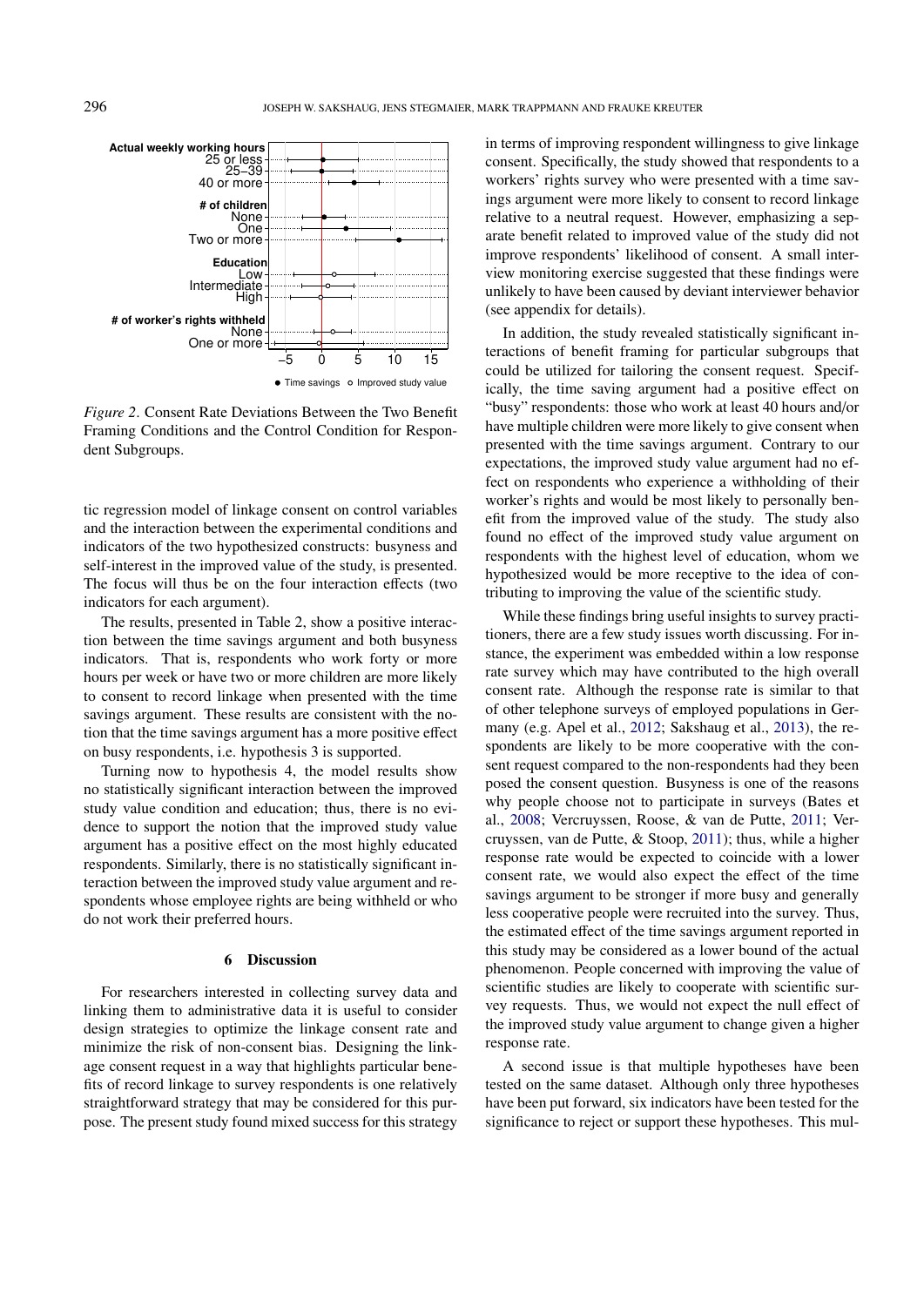*Figure 2*. Consent Rate Deviations Between the Two Benefit Framing Conditions and the Control Condition for Respondent Subgroups.

tic regression model of linkage consent on control variables and the interaction between the experimental conditions and indicators of the two hypothesized constructs: busyness and self-interest in the improved value of the study, is presented. The focus will thus be on the four interaction effects (two indicators for each argument).

The results, presented in Table 2, show a positive interaction between the time savings argument and both busyness indicators. That is, respondents who work forty or more hours per week or have two or more children are more likely to consent to record linkage when presented with the time savings argument. These results are consistent with the notion that the time savings argument has a more positive effect on busy respondents, i.e. hypothesis 3 is supported.

Turning now to hypothesis 4, the model results show no statistically significant interaction between the improved study value condition and education; thus, there is no evidence to support the notion that the improved study value argument has a positive effect on the most highly educated respondents. Similarly, there is no statistically significant interaction between the improved study value argument and respondents whose employee rights are being withheld or who do not work their preferred hours.

## 6 Discussion

For researchers interested in collecting survey data and linking them to administrative data it is useful to consider design strategies to optimize the linkage consent rate and minimize the risk of non-consent bias. Designing the linkage consent request in a way that highlights particular benefits of record linkage to survey respondents is one relatively straightforward strategy that may be considered for this purpose. The present study found mixed success for this strategy in terms of improving respondent willingness to give linkage consent. Specifically, the study showed that respondents to a workers' rights survey who were presented with a time savings argument were more likely to consent to record linkage relative to a neutral request. However, emphasizing a separate benefit related to improved value of the study did not improve respondents' likelihood of consent. A small interview monitoring exercise suggested that these findings were unlikely to have been caused by deviant interviewer behavior (see appendix for details).

In addition, the study revealed statistically significant interactions of benefit framing for particular subgroups that could be utilized for tailoring the consent request. Specifically, the time saving argument had a positive effect on "busy" respondents: those who work at least 40 hours and/or have multiple children were more likely to give consent when presented with the time savings argument. Contrary to our expectations, the improved study value argument had no effect on respondents who experience a withholding of their worker's rights and would be most likely to personally benefit from the improved value of the study. The study also found no effect of the improved study value argument on respondents with the highest level of education, whom we hypothesized would be more receptive to the idea of contributing to improving the value of the scientific study.

While these findings bring useful insights to survey practitioners, there are a few study issues worth discussing. For instance, the experiment was embedded within a low response rate survey which may have contributed to the high overall consent rate. Although the response rate is similar to that of other telephone surveys of employed populations in Germany (e.g. Apel et al., 2012; Sakshaug et al., 2013), the respondents are likely to be more cooperative with the consent request compared to the non-respondents had they been posed the consent question. Busyness is one of the reasons why people choose not to participate in surveys (Bates et al., 2008; Vercruyssen, Roose, & van de Putte, 2011; Vercruyssen, van de Putte, & Stoop, 2011); thus, while a higher response rate would be expected to coincide with a lower consent rate, we would also expect the effect of the time savings argument to be stronger if more busy and generally less cooperative people were recruited into the survey. Thus, the estimated effect of the time savings argument reported in this study may be considered as a lower bound of the actual phenomenon. People concerned with improving the value of scientific studies are likely to cooperate with scientific survey requests. Thus, we would not expect the null effect of the improved study value argument to change given a higher response rate.

A second issue is that multiple hypotheses have been tested on the same dataset. Although only three hypotheses have been put forward, six indicators have been tested for the significance to reject or support these hypotheses. This mul-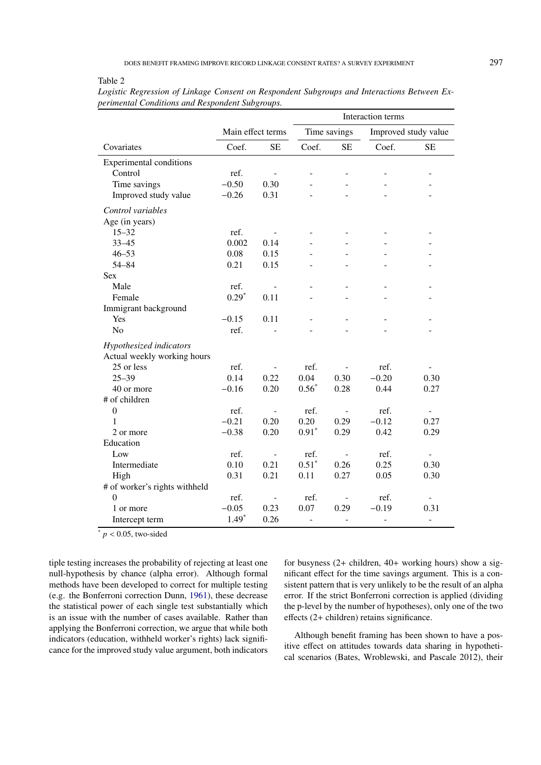Table 2

*Logistic Regression of Linkage Consent on Respondent Subgroups and Interactions Between Experimental Conditions and Respondent Subgroups.*

| | Main effect terms | | Interaction terms | | | |
|---|---|---|---|---|---|---|
| | | | Time savings | | Improved study value | |
| Covariates | Coef. | SE | Coef. | SE | Coef. | SE |
| Experimental conditions | | | | | | |
| Control | ref. | - | - | - | - | - |
| Time savings | −0.50 | 0.30 | - | - | - | - |
| Improved study value | −0.26 | 0.31 | - | - | - | - |
| *Control variables* | | | | | | |
| Age (in years) | | | | | | |
| 15–32 | ref. | - | - | - | - | - |
| 33–45 | 0.002 | 0.14 | - | - | - | - |
| 46–53 | 0.08 | 0.15 | - | - | - | - |
| 54–84 | 0.21 | 0.15 | - | - | - | - |
| Sex | | | | | | |
| Male | ref. | - | - | - | - | - |
| Female | 0.29* | 0.11 | - | - | - | - |
| Immigrant background | | | | | | |
| Yes | −0.15 | 0.11 | - | - | - | - |
| No | ref. | - | - | - | - | - |
| *Hypothesized indicators* | | | | | | |
| Actual weekly working hours | | | | | | |
| 25 or less | ref. | - | ref. | - | ref. | - |
| 25–39 | 0.14 | 0.22 | 0.04 | 0.30 | −0.20 | 0.30 |
| 40 or more | −0.16 | 0.20 | 0.56* | 0.28 | 0.44 | 0.27 |
| # of children | | | | | | |
| 0 | ref. | - | ref. | - | ref. | - |
| 1 | −0.21 | 0.20 | 0.20 | 0.29 | −0.12 | 0.27 |
| 2 or more | −0.38 | 0.20 | 0.91* | 0.29 | 0.42 | 0.29 |
| Education | | | | | | |
| Low | ref. | - | ref. | - | ref. | - |
| Intermediate | 0.10 | 0.21 | 0.51* | 0.26 | 0.25 | 0.30 |
| High | 0.31 | 0.21 | 0.11 | 0.27 | 0.05 | 0.30 |
| # of worker's rights withheld | | | | | | |
| 0 | ref. | - | ref. | - | ref. | - |
| 1 or more | −0.05 | 0.23 | 0.07 | 0.29 | −0.19 | 0.31 |
| Intercept term | 1.49* | 0.26 | - | - | - | - |

* $p < 0.05$, two-sided

tiple testing increases the probability of rejecting at least one null-hypothesis by chance (alpha error). Although formal methods have been developed to correct for multiple testing (e.g. the Bonferroni correction Dunn, 1961), these decrease the statistical power of each single test substantially which is an issue with the number of cases available. Rather than applying the Bonferroni correction, we argue that while both indicators (education, withheld worker's rights) lack significance for the improved study value argument, both indicators for busyness (2+ children, 40+ working hours) show a significant effect for the time savings argument. This is a consistent pattern that is very unlikely to be the result of an alpha error. If the strict Bonferroni correction is applied (dividing the p-level by the number of hypotheses), only one of the two effects (2+ children) retains significance.

Although benefit framing has been shown to have a positive effect on attitudes towards data sharing in hypothetical scenarios (Bates, Wroblewski, and Pascale 2012), their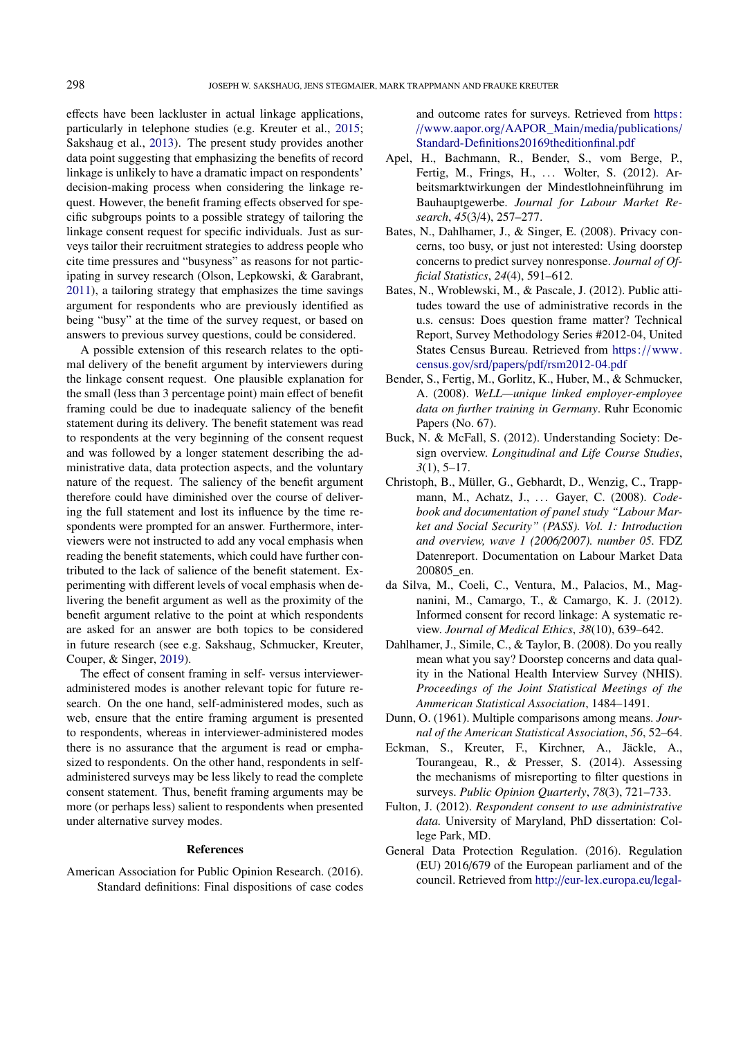effects have been lackluster in actual linkage applications, particularly in telephone studies (e.g. Kreuter et al., 2015; Sakshaug et al., 2013). The present study provides another data point suggesting that emphasizing the benefits of record linkage is unlikely to have a dramatic impact on respondents' decision-making process when considering the linkage request. However, the benefit framing effects observed for specific subgroups points to a possible strategy of tailoring the linkage consent request for specific individuals. Just as surveys tailor their recruitment strategies to address people who cite time pressures and "busyness" as reasons for not participating in survey research (Olson, Lepkowski, & Garabrant, 2011), a tailoring strategy that emphasizes the time savings argument for respondents who are previously identified as being "busy" at the time of the survey request, or based on answers to previous survey questions, could be considered.

A possible extension of this research relates to the optimal delivery of the benefit argument by interviewers during the linkage consent request. One plausible explanation for the small (less than 3 percentage point) main effect of benefit framing could be due to inadequate saliency of the benefit statement during its delivery. The benefit statement was read to respondents at the very beginning of the consent request and was followed by a longer statement describing the administrative data, data protection aspects, and the voluntary nature of the request. The saliency of the benefit argument therefore could have diminished over the course of delivering the full statement and lost its influence by the time respondents were prompted for an answer. Furthermore, interviewers were not instructed to add any vocal emphasis when reading the benefit statements, which could have further contributed to the lack of salience of the benefit statement. Experimenting with different levels of vocal emphasis when delivering the benefit argument as well as the proximity of the benefit argument relative to the point at which respondents are asked for an answer are both topics to be considered in future research (see e.g. Sakshaug, Schmucker, Kreuter, Couper, & Singer, 2019).

The effect of consent framing in self- versus interviewer-administered modes is another relevant topic for future research. On the one hand, self-administered modes, such as web, ensure that the entire framing argument is presented to respondents, whereas in interviewer-administered modes there is no assurance that the argument is read or emphasized to respondents. On the other hand, respondents in self-administered surveys may be less likely to read the complete consent statement. Thus, benefit framing arguments may be more (or perhaps less) salient to respondents when presented under alternative survey modes.

## References

American Association for Public Opinion Research. (2016). Standard definitions: Final dispositions of case codes and outcome rates for surveys. Retrieved from https://www.aapor.org/AAPOR_Main/media/publications/Standard-Definitions20169theditionfinal.pdf

Apel, H., Bachmann, R., Bender, S., vom Berge, P., Fertig, M., Frings, H., ... Wolter, S. (2012). Arbeitsmarktwirkungen der Mindestlohneinführung im Bauhauptgewerbe. *Journal for Labour Market Research*, *45*(3/4), 257–277.

Bates, N., Dahlhamer, J., & Singer, E. (2008). Privacy concerns, too busy, or just not interested: Using doorstep concerns to predict survey nonresponse. *Journal of Official Statistics*, *24*(4), 591–612.

Bates, N., Wroblewski, M., & Pascale, J. (2012). Public attitudes toward the use of administrative records in the u.s. census: Does question frame matter? Technical Report, Survey Methodology Series #2012-04, United States Census Bureau. Retrieved from https://www.census.gov/srd/papers/pdf/rsm2012-04.pdf

Bender, S., Fertig, M., Gorlitz, K., Huber, M., & Schmucker, A. (2008). *WeLL—unique linked employer-employee data on further training in Germany*. Ruhr Economic Papers (No. 67).

Buck, N. & McFall, S. (2012). Understanding Society: Design overview. *Longitudinal and Life Course Studies*, *3*(1), 5–17.

Christoph, B., Müller, G., Gebhardt, D., Wenzig, C., Trappmann, M., Achatz, J., ... Gayer, C. (2008). *Codebook and documentation of panel study "Labour Market and Social Security" (PASS). Vol. 1: Introduction and overview, wave 1 (2006/2007). number 05.* FDZ Datenreport. Documentation on Labour Market Data 200805_en.

da Silva, M., Coeli, C., Ventura, M., Palacios, M., Magnanini, M., Camargo, T., & Camargo, K. J. (2012). Informed consent for record linkage: A systematic review. *Journal of Medical Ethics*, *38*(10), 639–642.

Dahlhamer, J., Simile, C., & Taylor, B. (2008). Do you really mean what you say? Doorstep concerns and data quality in the National Health Interview Survey (NHIS). *Proceedings of the Joint Statistical Meetings of the Ammerican Statistical Association*, 1484–1491.

Dunn, O. (1961). Multiple comparisons among means. *Journal of the American Statistical Association*, *56*, 52–64.

Eckman, S., Kreuter, F., Kirchner, A., Jäckle, A., Tourangeau, R., & Presser, S. (2014). Assessing the mechanisms of misreporting to filter questions in surveys. *Public Opinion Quarterly*, *78*(3), 721–733.

Fulton, J. (2012). *Respondent consent to use administrative data.* University of Maryland, PhD dissertation: College Park, MD.

General Data Protection Regulation. (2016). Regulation (EU) 2016/679 of the European parliament and of the council. Retrieved from http://eur-lex.europa.eu/legal-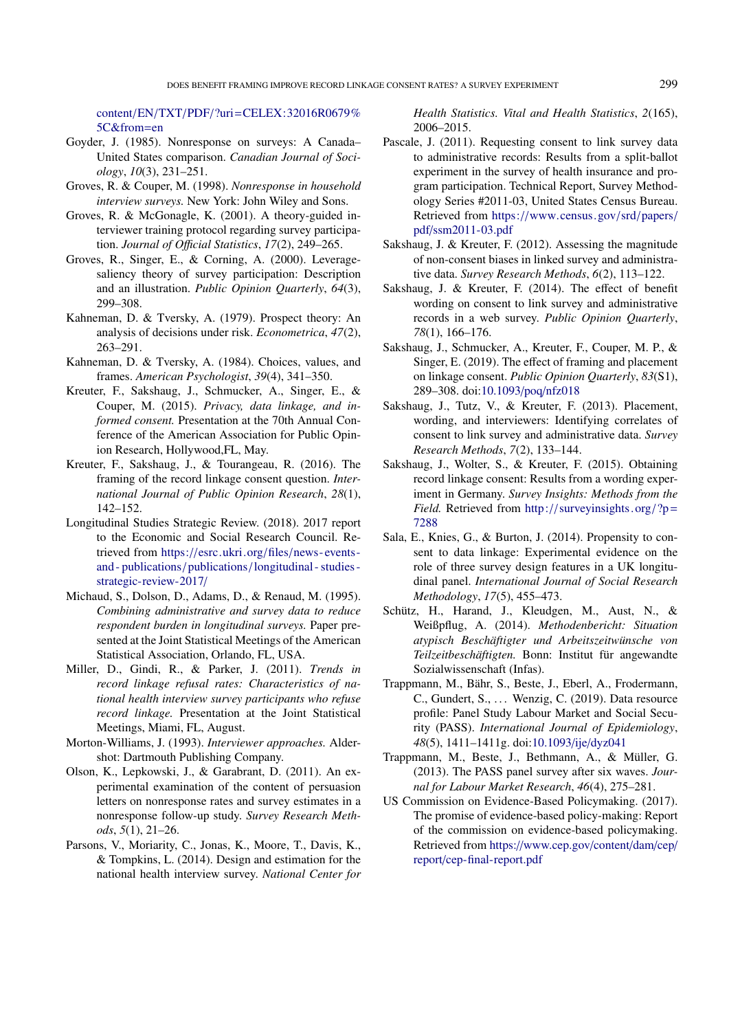content/EN/TXT/PDF/?uri=CELEX:32016R0679%5C&from=en

Goyder, J. (1985). Nonresponse on surveys: A Canada–United States comparison. *Canadian Journal of Sociology*, *10*(3), 231–251.

Groves, R. & Couper, M. (1998). *Nonresponse in household interview surveys.* New York: John Wiley and Sons.

Groves, R. & McGonagle, K. (2001). A theory-guided interviewer training protocol regarding survey participation. *Journal of Official Statistics*, *17*(2), 249–265.

Groves, R., Singer, E., & Corning, A. (2000). Leverage-saliency theory of survey participation: Description and an illustration. *Public Opinion Quarterly*, *64*(3), 299–308.

Kahneman, D. & Tversky, A. (1979). Prospect theory: An analysis of decisions under risk. *Econometrica*, *47*(2), 263–291.

Kahneman, D. & Tversky, A. (1984). Choices, values, and frames. *American Psychologist*, *39*(4), 341–350.

Kreuter, F., Sakshaug, J., Schmucker, A., Singer, E., & Couper, M. (2015). *Privacy, data linkage, and informed consent.* Presentation at the 70th Annual Conference of the American Association for Public Opinion Research, Hollywood,FL, May.

Kreuter, F., Sakshaug, J., & Tourangeau, R. (2016). The framing of the record linkage consent question. *International Journal of Public Opinion Research*, *28*(1), 142–152.

Longitudinal Studies Strategic Review. (2018). 2017 report to the Economic and Social Research Council. Retrieved from https://esrc.ukri.org/files/news-events-and-publications/publications/longitudinal-studies-strategic-review-2017/

Michaud, S., Dolson, D., Adams, D., & Renaud, M. (1995). *Combining administrative and survey data to reduce respondent burden in longitudinal surveys.* Paper presented at the Joint Statistical Meetings of the American Statistical Association, Orlando, FL, USA.

Miller, D., Gindi, R., & Parker, J. (2011). *Trends in record linkage refusal rates: Characteristics of national health interview survey participants who refuse record linkage.* Presentation at the Joint Statistical Meetings, Miami, FL, August.

Morton-Williams, J. (1993). *Interviewer approaches.* Aldershot: Dartmouth Publishing Company.

Olson, K., Lepkowski, J., & Garabrant, D. (2011). An experimental examination of the content of persuasion letters on nonresponse rates and survey estimates in a nonresponse follow-up study. *Survey Research Methods*, *5*(1), 21–26.

Parsons, V., Moriarity, C., Jonas, K., Moore, T., Davis, K., & Tompkins, L. (2014). Design and estimation for the national health interview survey. *National Center for Health Statistics. Vital and Health Statistics*, *2*(165), 2006–2015.

Pascale, J. (2011). Requesting consent to link survey data to administrative records: Results from a split-ballot experiment in the survey of health insurance and program participation. Technical Report, Survey Methodology Series #2011-03, United States Census Bureau. Retrieved from https://www.census.gov/srd/papers/pdf/ssm2011-03.pdf

Sakshaug, J. & Kreuter, F. (2012). Assessing the magnitude of non-consent biases in linked survey and administrative data. *Survey Research Methods*, *6*(2), 113–122.

Sakshaug, J. & Kreuter, F. (2014). The effect of benefit wording on consent to link survey and administrative records in a web survey. *Public Opinion Quarterly*, *78*(1), 166–176.

Sakshaug, J., Schmucker, A., Kreuter, F., Couper, M. P., & Singer, E. (2019). The effect of framing and placement on linkage consent. *Public Opinion Quarterly*, *83*(S1), 289–308. doi:10.1093/poq/nfz018

Sakshaug, J., Tutz, V., & Kreuter, F. (2013). Placement, wording, and interviewers: Identifying correlates of consent to link survey and administrative data. *Survey Research Methods*, *7*(2), 133–144.

Sakshaug, J., Wolter, S., & Kreuter, F. (2015). Obtaining record linkage consent: Results from a wording experiment in Germany. *Survey Insights: Methods from the Field.* Retrieved from http://surveyinsights.org/?p=7288

Sala, E., Knies, G., & Burton, J. (2014). Propensity to consent to data linkage: Experimental evidence on the role of three survey design features in a UK longitudinal panel. *International Journal of Social Research Methodology*, *17*(5), 455–473.

Schütz, H., Harand, J., Kleudgen, M., Aust, N., & Weißpflug, A. (2014). *Methodenbericht: Situation atypisch Beschäftigter und Arbeitszeitwünsche von Teilzeitbeschäftigten.* Bonn: Institut für angewandte Sozialwissenschaft (Infas).

Trappmann, M., Bähr, S., Beste, J., Eberl, A., Frodermann, C., Gundert, S., ... Wenzig, C. (2019). Data resource profile: Panel Study Labour Market and Social Security (PASS). *International Journal of Epidemiology*, *48*(5), 1411–1411g. doi:10.1093/ije/dyz041

Trappmann, M., Beste, J., Bethmann, A., & Müller, G. (2013). The PASS panel survey after six waves. *Journal for Labour Market Research*, *46*(4), 275–281.

US Commission on Evidence-Based Policymaking. (2017). The promise of evidence-based policy-making: Report of the commission on evidence-based policymaking. Retrieved from https://www.cep.gov/content/dam/cep/report/cep-final-report.pdf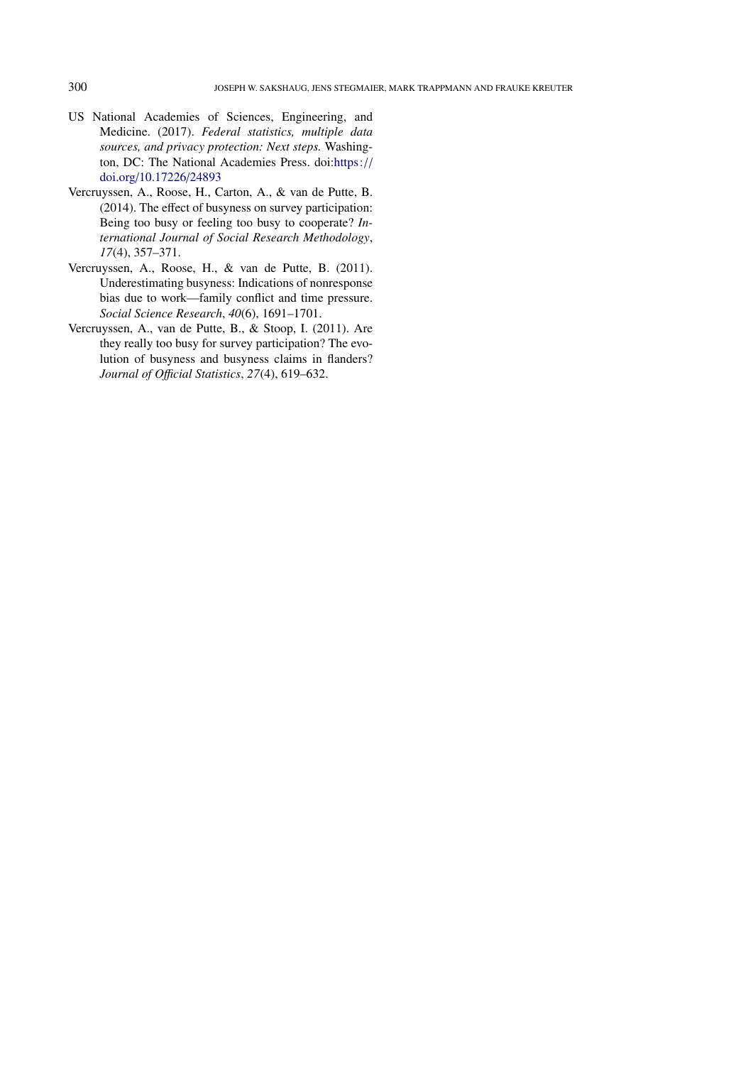US National Academies of Sciences, Engineering, and Medicine. (2017). *Federal statistics, multiple data sources, and privacy protection: Next steps.* Washington, DC: The National Academies Press. doi:https://doi.org/10.17226/24893

Vercruyssen, A., Roose, H., Carton, A., & van de Putte, B. (2014). The effect of busyness on survey participation: Being too busy or feeling too busy to cooperate? *International Journal of Social Research Methodology*, *17*(4), 357–371.

Vercruyssen, A., Roose, H., & van de Putte, B. (2011). Underestimating busyness: Indications of nonresponse bias due to work—family conflict and time pressure. *Social Science Research*, *40*(6), 1691–1701.

Vercruyssen, A., van de Putte, B., & Stoop, I. (2011). Are they really too busy for survey participation? The evolution of busyness and busyness claims in flanders? *Journal of Official Statistics*, *27*(4), 619–632.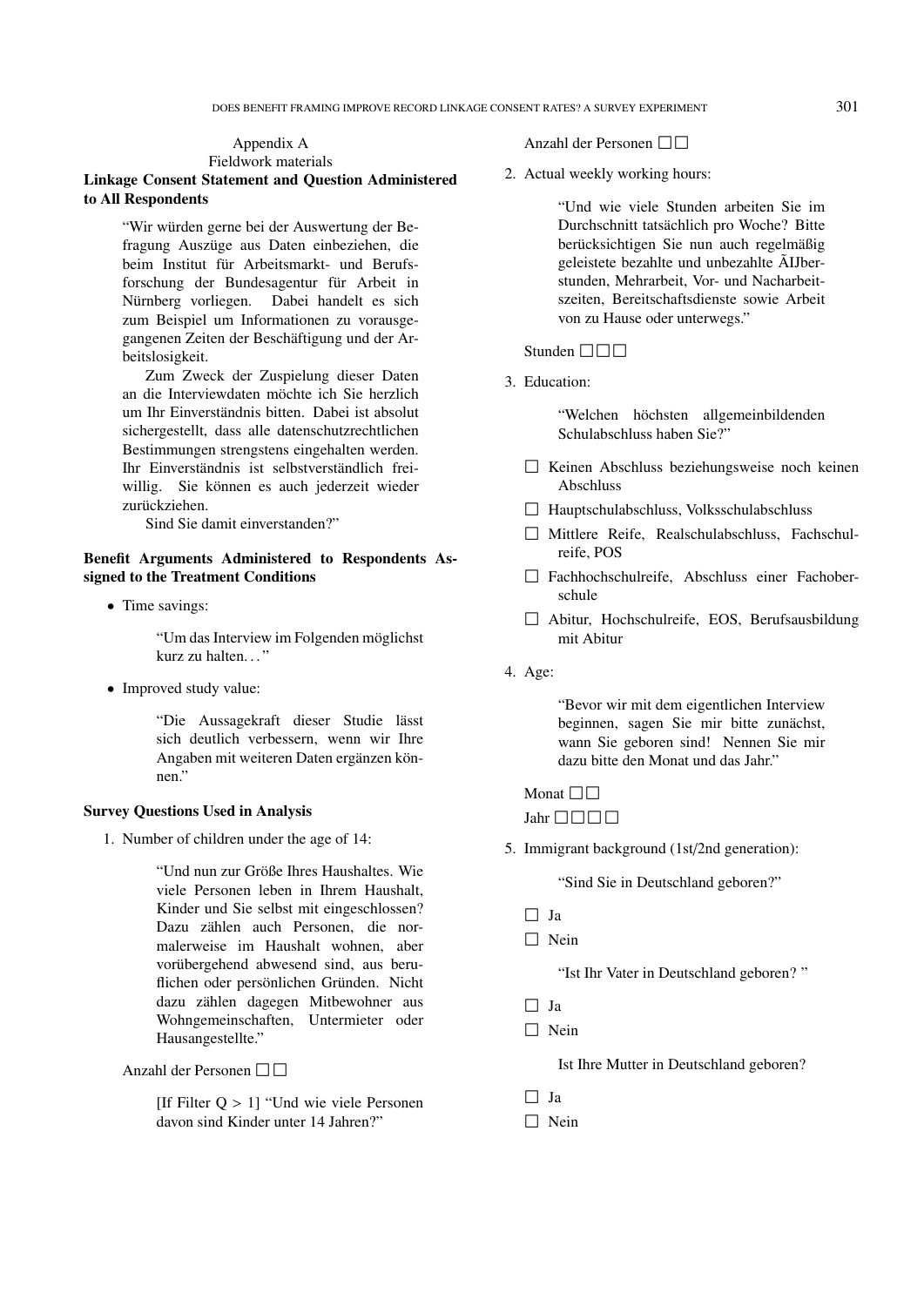Appendix A
Fieldwork materials

**Linkage Consent Statement and Question Administered to All Respondents**

> "Wir würden gerne bei der Auswertung der Befragung Auszüge aus Daten einbeziehen, die beim Institut für Arbeitsmarkt- und Berufsforschung der Bundesagentur für Arbeit in Nürnberg vorliegen. Dabei handelt es sich zum Beispiel um Informationen zu vorausgegangenen Zeiten der Beschäftigung und der Arbeitslosigkeit.
>
> Zum Zweck der Zuspielung dieser Daten an die Interviewdaten möchte ich Sie herzlich um Ihr Einverständnis bitten. Dabei ist absolut sichergestellt, dass alle datenschutzrechtlichen Bestimmungen strengstens eingehalten werden. Ihr Einverständnis ist selbstverständlich freiwillig. Sie können es auch jederzeit wieder zurückziehen.
>
> Sind Sie damit einverstanden?"

**Benefit Arguments Administered to Respondents Assigned to the Treatment Conditions**

- Time savings:

  > "Um das Interview im Folgenden möglichst kurz zu halten. . . "

- Improved study value:

  > "Die Aussagekraft dieser Studie lässt sich deutlich verbessern, wenn wir Ihre Angaben mit weiteren Daten ergänzen können."

**Survey Questions Used in Analysis**

1. Number of children under the age of 14:

   > "Und nun zur Größe Ihres Haushaltes. Wie viele Personen leben in Ihrem Haushalt, Kinder und Sie selbst mit eingeschlossen? Dazu zählen auch Personen, die normalerweise im Haushalt wohnen, aber vorübergehend abwesend sind, aus beruflichen oder persönlichen Gründen. Nicht dazu zählen dagegen Mitbewohner aus Wohngemeinschaften, Untermieter oder Hausangestellte."

   Anzahl der Personen ☐☐

   > [If Filter Q > 1] "Und wie viele Personen davon sind Kinder unter 14 Jahren?"

   Anzahl der Personen ☐☐

2. Actual weekly working hours:

   > "Und wie viele Stunden arbeiten Sie im Durchschnitt tatsächlich pro Woche? Bitte berücksichtigen Sie nun auch regelmäßig geleistete bezahlte und unbezahlte ÃIJberstunden, Mehrarbeit, Vor- und Nacharbeitszeiten, Bereitschaftsdienste sowie Arbeit von zu Hause oder unterwegs."

   Stunden ☐☐☐

3. Education:

   > "Welchen höchsten allgemeinbildenden Schulabschluss haben Sie?"

   - ☐ Keinen Abschluss beziehungsweise noch keinen Abschluss
   - ☐ Hauptschulabschluss, Volksschulabschluss
   - ☐ Mittlere Reife, Realschulabschluss, Fachschulreife, POS
   - ☐ Fachhochschulreife, Abschluss einer Fachoberschule
   - ☐ Abitur, Hochschulreife, EOS, Berufsausbildung mit Abitur

4. Age:

   > "Bevor wir mit dem eigentlichen Interview beginnen, sagen Sie mir bitte zunächst, wann Sie geboren sind! Nennen Sie mir dazu bitte den Monat und das Jahr."

   Monat ☐☐

   Jahr ☐☐☐☐

5. Immigrant background (1st/2nd generation):

   > "Sind Sie in Deutschland geboren?"

   - ☐ Ja
   - ☐ Nein

   > "Ist Ihr Vater in Deutschland geboren? "

   - ☐ Ja
   - ☐ Nein

   > Ist Ihre Mutter in Deutschland geboren?

   - ☐ Ja
   - ☐ Nein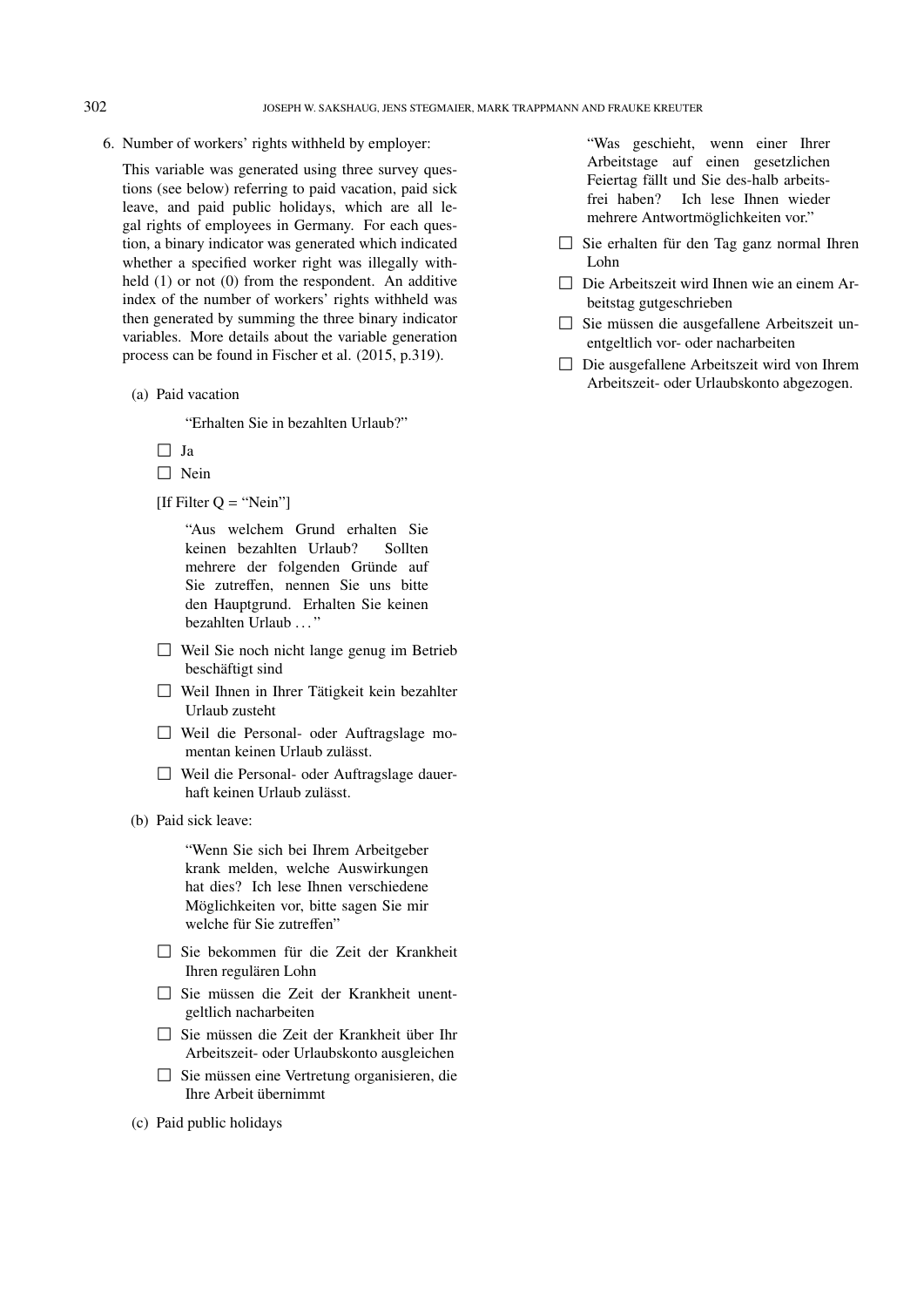6. Number of workers' rights withheld by employer:

   This variable was generated using three survey questions (see below) referring to paid vacation, paid sick leave, and paid public holidays, which are all legal rights of employees in Germany. For each question, a binary indicator was generated which indicated whether a specified worker right was illegally withheld (1) or not (0) from the respondent. An additive index of the number of workers' rights withheld was then generated by summing the three binary indicator variables. More details about the variable generation process can be found in Fischer et al. (2015, p.319).

   (a) Paid vacation

   > "Erhalten Sie in bezahlten Urlaub?"

   - ☐ Ja
   - ☐ Nein

   [If Filter Q = "Nein"]

   > "Aus welchem Grund erhalten Sie keinen bezahlten Urlaub? Sollten mehrere der folgenden Gründe auf Sie zutreffen, nennen Sie uns bitte den Hauptgrund. Erhalten Sie keinen bezahlten Urlaub ..."

   - ☐ Weil Sie noch nicht lange genug im Betrieb beschäftigt sind
   - ☐ Weil Ihnen in Ihrer Tätigkeit kein bezahlter Urlaub zusteht
   - ☐ Weil die Personal- oder Auftragslage momentan keinen Urlaub zulässt.
   - ☐ Weil die Personal- oder Auftragslage dauerhaft keinen Urlaub zulässt.

   (b) Paid sick leave:

   > "Wenn Sie sich bei Ihrem Arbeitgeber krank melden, welche Auswirkungen hat dies? Ich lese Ihnen verschiedene Möglichkeiten vor, bitte sagen Sie mir welche für Sie zutreffen"

   - ☐ Sie bekommen für die Zeit der Krankheit Ihren regulären Lohn
   - ☐ Sie müssen die Zeit der Krankheit unentgeltlich nacharbeiten
   - ☐ Sie müssen die Zeit der Krankheit über Ihr Arbeitszeit- oder Urlaubskonto ausgleichen
   - ☐ Sie müssen eine Vertretung organisieren, die Ihre Arbeit übernimmt

   (c) Paid public holidays

   > "Was geschieht, wenn einer Ihrer Arbeitstage auf einen gesetzlichen Feiertag fällt und Sie des-halb arbeitsfrei haben? Ich lese Ihnen wieder mehrere Antwortmöglichkeiten vor."

   - ☐ Sie erhalten für den Tag ganz normal Ihren Lohn
   - ☐ Die Arbeitszeit wird Ihnen wie an einem Arbeitstag gutgeschrieben
   - ☐ Sie müssen die ausgefallene Arbeitszeit unentgeltlich vor- oder nacharbeiten
   - ☐ Die ausgefallene Arbeitszeit wird von Ihrem Arbeitszeit- oder Urlaubskonto abgezogen.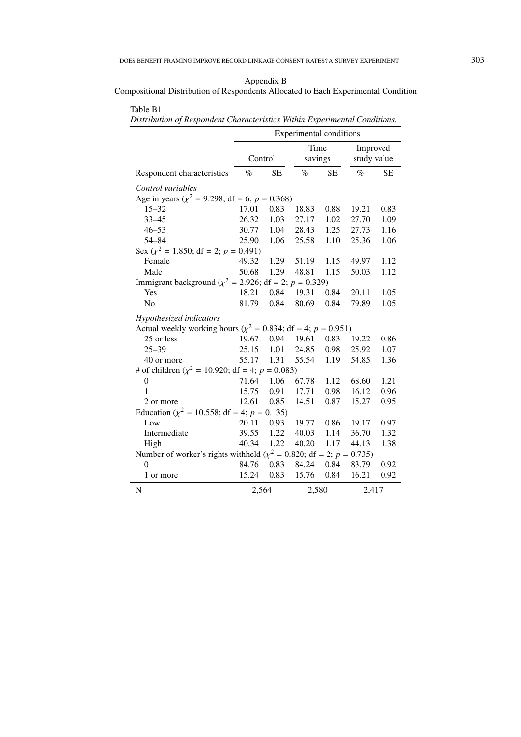## Appendix B

### Compositional Distribution of Respondents Allocated to Each Experimental Condition

Table B1

*Distribution of Respondent Characteristics Within Experimental Conditions.*

| | Experimental conditions | | | | | |
|---|---|---|---|---|---|---|
| | Control | | Time savings | | Improved study value | |
| Respondent characteristics | % | SE | % | SE | % | SE |
| *Control variables* | | | | | | |
| Age in years ($\chi^2$ = 9.298; df = 6; $p$ = 0.368) | | | | | | |
| 15–32 | 17.01 | 0.83 | 18.83 | 0.88 | 19.21 | 0.83 |
| 33–45 | 26.32 | 1.03 | 27.17 | 1.02 | 27.70 | 1.09 |
| 46–53 | 30.77 | 1.04 | 28.43 | 1.25 | 27.73 | 1.16 |
| 54–84 | 25.90 | 1.06 | 25.58 | 1.10 | 25.36 | 1.06 |
| Sex ($\chi^2$ = 1.850; df = 2; $p$ = 0.491) | | | | | | |
| Female | 49.32 | 1.29 | 51.19 | 1.15 | 49.97 | 1.12 |
| Male | 50.68 | 1.29 | 48.81 | 1.15 | 50.03 | 1.12 |
| Immigrant background ($\chi^2$ = 2.926; df = 2; $p$ = 0.329) | | | | | | |
| Yes | 18.21 | 0.84 | 19.31 | 0.84 | 20.11 | 1.05 |
| No | 81.79 | 0.84 | 80.69 | 0.84 | 79.89 | 1.05 |
| *Hypothesized indicators* | | | | | | |
| Actual weekly working hours ($\chi^2$ = 0.834; df = 4; $p$ = 0.951) | | | | | | |
| 25 or less | 19.67 | 0.94 | 19.61 | 0.83 | 19.22 | 0.86 |
| 25–39 | 25.15 | 1.01 | 24.85 | 0.98 | 25.92 | 1.07 |
| 40 or more | 55.17 | 1.31 | 55.54 | 1.19 | 54.85 | 1.36 |
| # of children ($\chi^2$ = 10.920; df = 4; $p$ = 0.083) | | | | | | |
| 0 | 71.64 | 1.06 | 67.78 | 1.12 | 68.60 | 1.21 |
| 1 | 15.75 | 0.91 | 17.71 | 0.98 | 16.12 | 0.96 |
| 2 or more | 12.61 | 0.85 | 14.51 | 0.87 | 15.27 | 0.95 |
| Education ($\chi^2$ = 10.558; df = 4; $p$ = 0.135) | | | | | | |
| Low | 20.11 | 0.93 | 19.77 | 0.86 | 19.17 | 0.97 |
| Intermediate | 39.55 | 1.22 | 40.03 | 1.14 | 36.70 | 1.32 |
| High | 40.34 | 1.22 | 40.20 | 1.17 | 44.13 | 1.38 |
| Number of worker's rights withheld ($\chi^2$ = 0.820; df = 2; $p$ = 0.735) | | | | | | |
| 0 | 84.76 | 0.83 | 84.24 | 0.84 | 83.79 | 0.92 |
| 1 or more | 15.24 | 0.83 | 15.76 | 0.84 | 16.21 | 0.92 |
| N | 2,564 | | 2,580 | | 2,417 | |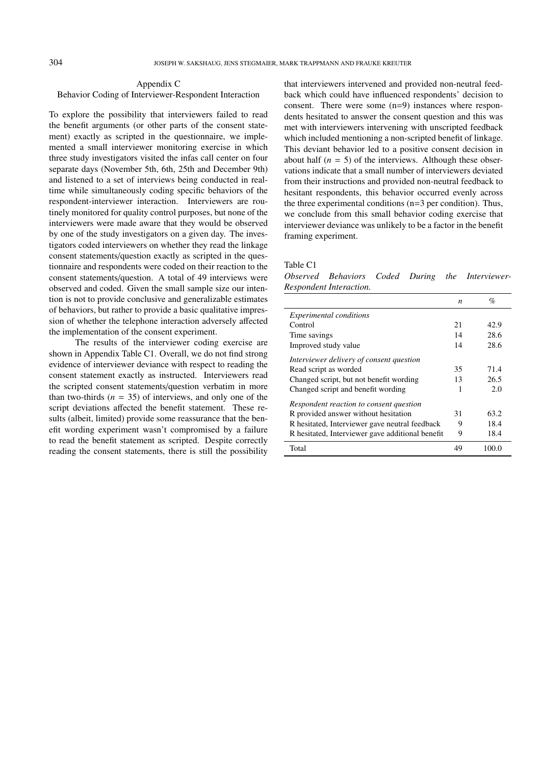## Appendix C

### Behavior Coding of Interviewer-Respondent Interaction

To explore the possibility that interviewers failed to read the benefit arguments (or other parts of the consent statement) exactly as scripted in the questionnaire, we implemented a small interviewer monitoring exercise in which three study investigators visited the infas call center on four separate days (November 5th, 6th, 25th and December 9th) and listened to a set of interviews being conducted in real-time while simultaneously coding specific behaviors of the respondent-interviewer interaction. Interviewers are routinely monitored for quality control purposes, but none of the interviewers were made aware that they would be observed by one of the study investigators on a given day. The investigators coded interviewers on whether they read the linkage consent statements/question exactly as scripted in the questionnaire and respondents were coded on their reaction to the consent statements/question. A total of 49 interviews were observed and coded. Given the small sample size our intention is not to provide conclusive and generalizable estimates of behaviors, but rather to provide a basic qualitative impression of whether the telephone interaction adversely affected the implementation of the consent experiment.

The results of the interviewer coding exercise are shown in Appendix Table C1. Overall, we do not find strong evidence of interviewer deviance with respect to reading the consent statement exactly as instructed. Interviewers read the scripted consent statements/question verbatim in more than two-thirds ($n = 35$) of interviews, and only one of the script deviations affected the benefit statement. These results (albeit, limited) provide some reassurance that the benefit wording experiment wasn't compromised by a failure to read the benefit statement as scripted. Despite correctly reading the consent statements, there is still the possibility that interviewers intervened and provided non-neutral feedback which could have influenced respondents' decision to consent. There were some (n=9) instances where respondents hesitated to answer the consent question and this was met with interviewers intervening with unscripted feedback which included mentioning a non-scripted benefit of linkage. This deviant behavior led to a positive consent decision in about half ($n = 5$) of the interviews. Although these observations indicate that a small number of interviewers deviated from their instructions and provided non-neutral feedback to hesitant respondents, this behavior occurred evenly across the three experimental conditions (n=3 per condition). Thus, we conclude from this small behavior coding exercise that interviewer deviance was unlikely to be a factor in the benefit framing experiment.

Table C1
*Observed Behaviors Coded During the Interviewer-Respondent Interaction.*

| | *n* | % |
|---|---|---|
| *Experimental conditions* | | |
| Control | 21 | 42.9 |
| Time savings | 14 | 28.6 |
| Improved study value | 14 | 28.6 |
| *Interviewer delivery of consent question* | | |
| Read script as worded | 35 | 71.4 |
| Changed script, but not benefit wording | 13 | 26.5 |
| Changed script and benefit wording | 1 | 2.0 |
| *Respondent reaction to consent question* | | |
| R provided answer without hesitation | 31 | 63.2 |
| R hesitated, Interviewer gave neutral feedback | 9 | 18.4 |
| R hesitated, Interviewer gave additional benefit | 9 | 18.4 |
| Total | 49 | 100.0 |